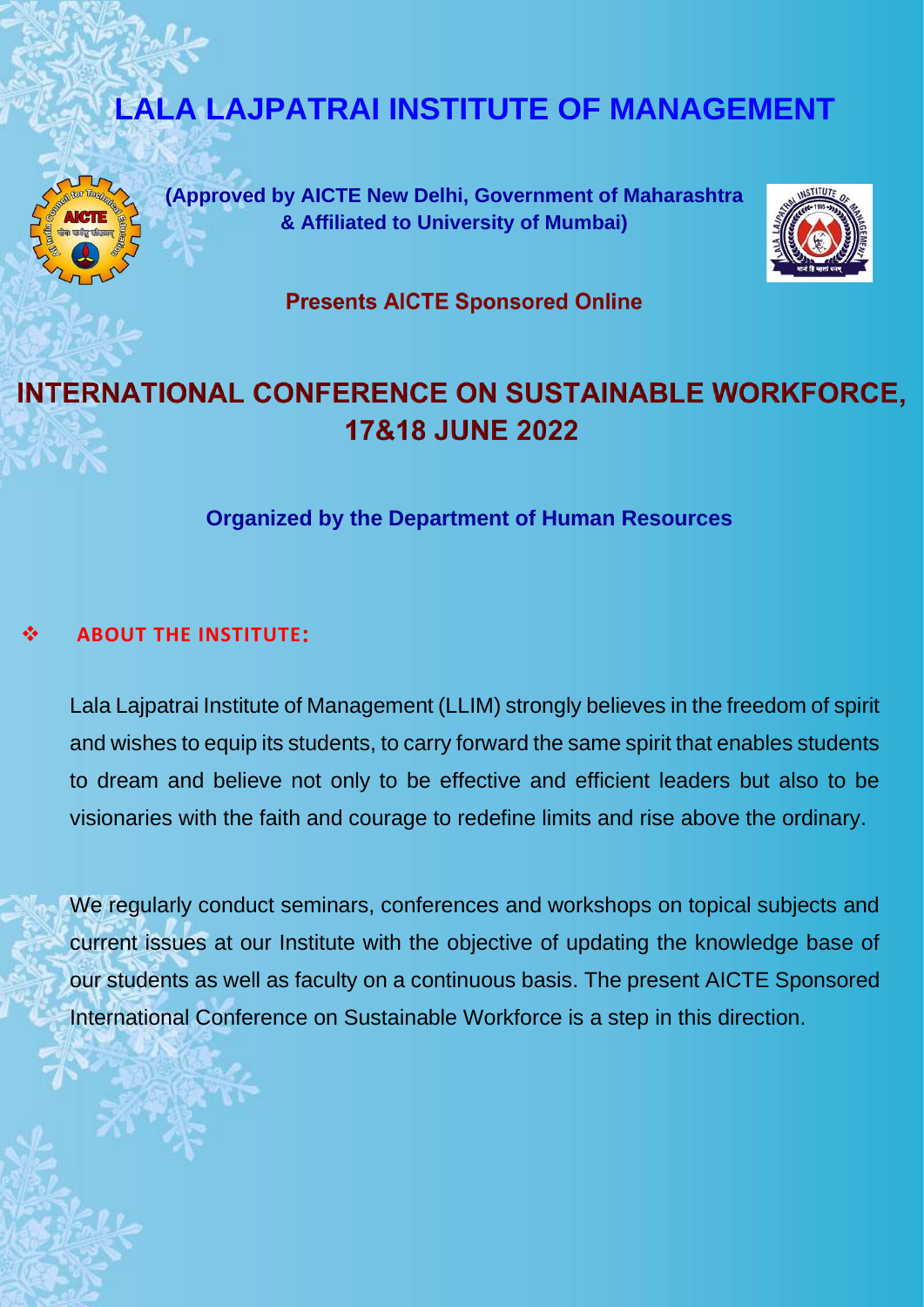# LALA LAJPATRAI INSTITUTE OF MANAGEMENT

**(Approved by AICTE New Delhi, Government of Maharashtra & Affiliated to University of Mumbai)**

**Presents AICTE Sponsored Online**

## INTERNATIONAL CONFERENCE ON SUSTAINABLE WORKFORCE, 17&18 JUNE 2022

**Organized by the Department of Human Resources**

### ❖ ABOUT THE INSTITUTE:

Lala Lajpatrai Institute of Management (LLIM) strongly believes in the freedom of spirit and wishes to equip its students, to carry forward the same spirit that enables students to dream and believe not only to be effective and efficient leaders but also to be visionaries with the faith and courage to redefine limits and rise above the ordinary.

We regularly conduct seminars, conferences and workshops on topical subjects and current issues at our Institute with the objective of updating the knowledge base of our students as well as faculty on a continuous basis. The present AICTE Sponsored International Conference on Sustainable Workforce is a step in this direction.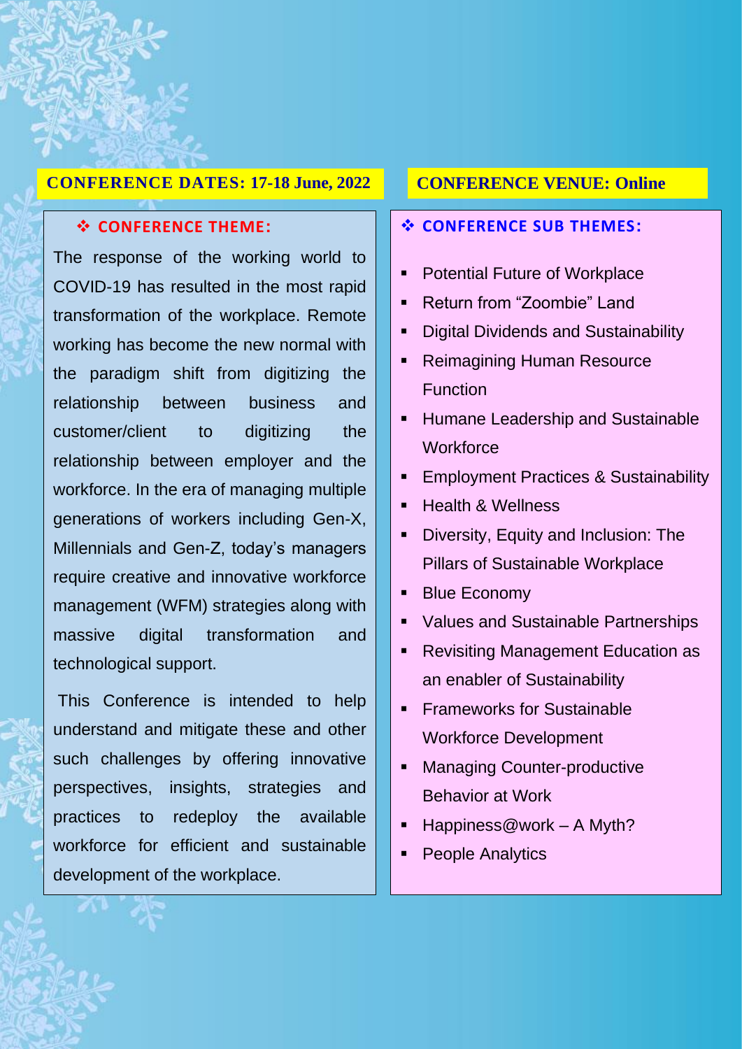**CONFERENCE DATES: 17-18 June, 2022**

**CONFERENCE VENUE: Online**

## ❖ CONFERENCE THEME:

The response of the working world to COVID-19 has resulted in the most rapid transformation of the workplace. Remote working has become the new normal with the paradigm shift from digitizing the relationship between business and customer/client to digitizing the relationship between employer and the workforce. In the era of managing multiple generations of workers including Gen-X, Millennials and Gen-Z, today's managers require creative and innovative workforce management (WFM) strategies along with massive digital transformation and technological support.

This Conference is intended to help understand and mitigate these and other such challenges by offering innovative perspectives, insights, strategies and practices to redeploy the available workforce for efficient and sustainable development of the workplace.

## ❖ CONFERENCE SUB THEMES:

- Potential Future of Workplace
- Return from "Zoombie" Land
- Digital Dividends and Sustainability
- Reimagining Human Resource Function
- Humane Leadership and Sustainable Workforce
- Employment Practices & Sustainability
- Health & Wellness
- Diversity, Equity and Inclusion: The Pillars of Sustainable Workplace
- Blue Economy
- Values and Sustainable Partnerships
- Revisiting Management Education as an enabler of Sustainability
- Frameworks for Sustainable Workforce Development
- Managing Counter-productive Behavior at Work
- Happiness@work – A Myth?
- People Analytics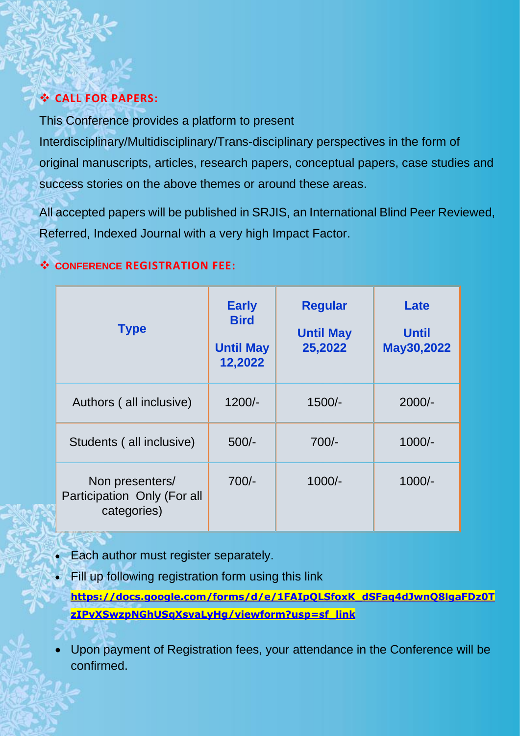## ❖ CALL FOR PAPERS:

This Conference provides a platform to present Interdisciplinary/Multidisciplinary/Trans-disciplinary perspectives in the form of original manuscripts, articles, research papers, conceptual papers, case studies and success stories on the above themes or around these areas.

All accepted papers will be published in SRJIS, an International Blind Peer Reviewed, Referred, Indexed Journal with a very high Impact Factor.

## ❖ CONFERENCE REGISTRATION FEE:

| Type | Early Bird Until May 12,2022 | Regular Until May 25,2022 | Late Until May30,2022 |
|---|---|---|---|
| Authors ( all inclusive) | 1200/- | 1500/- | 2000/- |
| Students ( all inclusive) | 500/- | 700/- | 1000/- |
| Non presenters/ Participation Only (For all categories) | 700/- | 1000/- | 1000/- |

- Each author must register separately.
- Fill up following registration form using this link **https://docs.google.com/forms/d/e/1FAIpQLSfoxK_dSFaq4dJwnQ8lgaFDz0TzIPvXSwzpNGhUSqXsvaLyHg/viewform?usp=sf_link**
- Upon payment of Registration fees, your attendance in the Conference will be confirmed.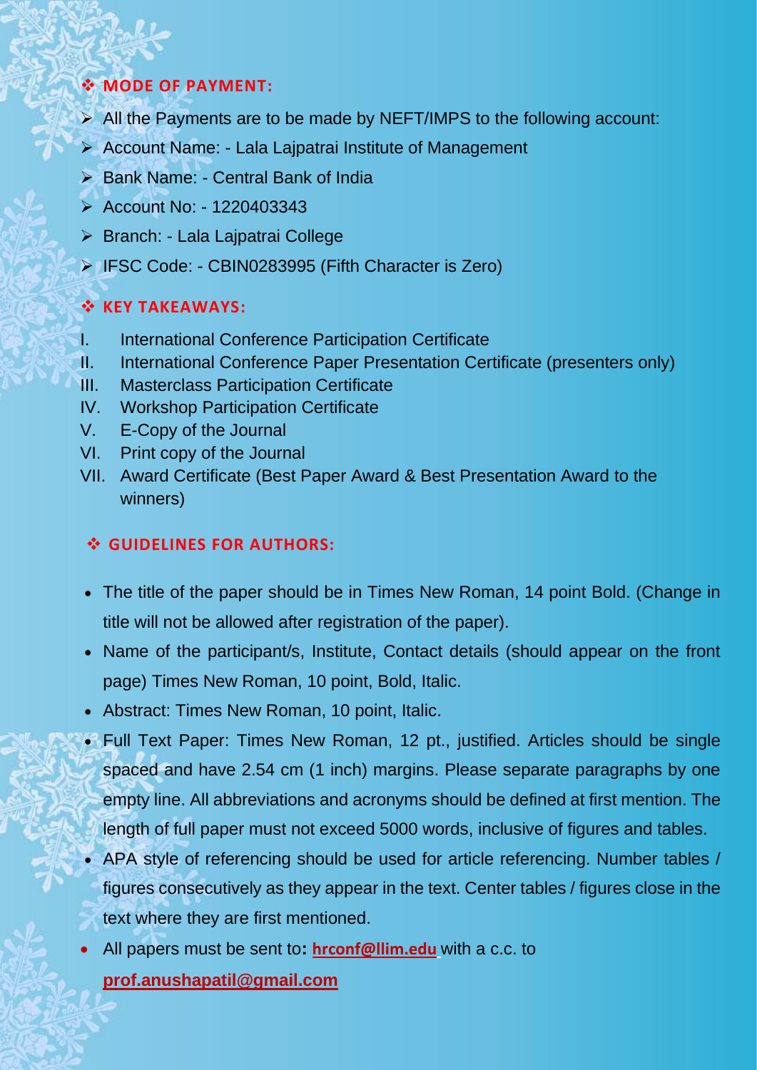## ❖ MODE OF PAYMENT:

- All the Payments are to be made by NEFT/IMPS to the following account:
- Account Name: - Lala Lajpatrai Institute of Management
- Bank Name: - Central Bank of India
- Account No: - 1220403343
- Branch: - Lala Lajpatrai College
- IFSC Code: - CBIN0283995 (Fifth Character is Zero)

## ❖ KEY TAKEAWAYS:

I. International Conference Participation Certificate
II. International Conference Paper Presentation Certificate (presenters only)
III. Masterclass Participation Certificate
IV. Workshop Participation Certificate
V. E-Copy of the Journal
VI. Print copy of the Journal
VII. Award Certificate (Best Paper Award & Best Presentation Award to the winners)

## ❖ GUIDELINES FOR AUTHORS:

- The title of the paper should be in Times New Roman, 14 point Bold. (Change in title will not be allowed after registration of the paper).
- Name of the participant/s, Institute, Contact details (should appear on the front page) Times New Roman, 10 point, Bold, Italic.
- Abstract: Times New Roman, 10 point, Italic.
- Full Text Paper: Times New Roman, 12 pt., justified. Articles should be single spaced and have 2.54 cm (1 inch) margins. Please separate paragraphs by one empty line. All abbreviations and acronyms should be defined at first mention. The length of full paper must not exceed 5000 words, inclusive of figures and tables.
- APA style of referencing should be used for article referencing. Number tables / figures consecutively as they appear in the text. Center tables / figures close in the text where they are first mentioned.
- All papers must be sent to**:** **hrconf@llim.edu** with a c.c. to **prof.anushapatil@gmail.com**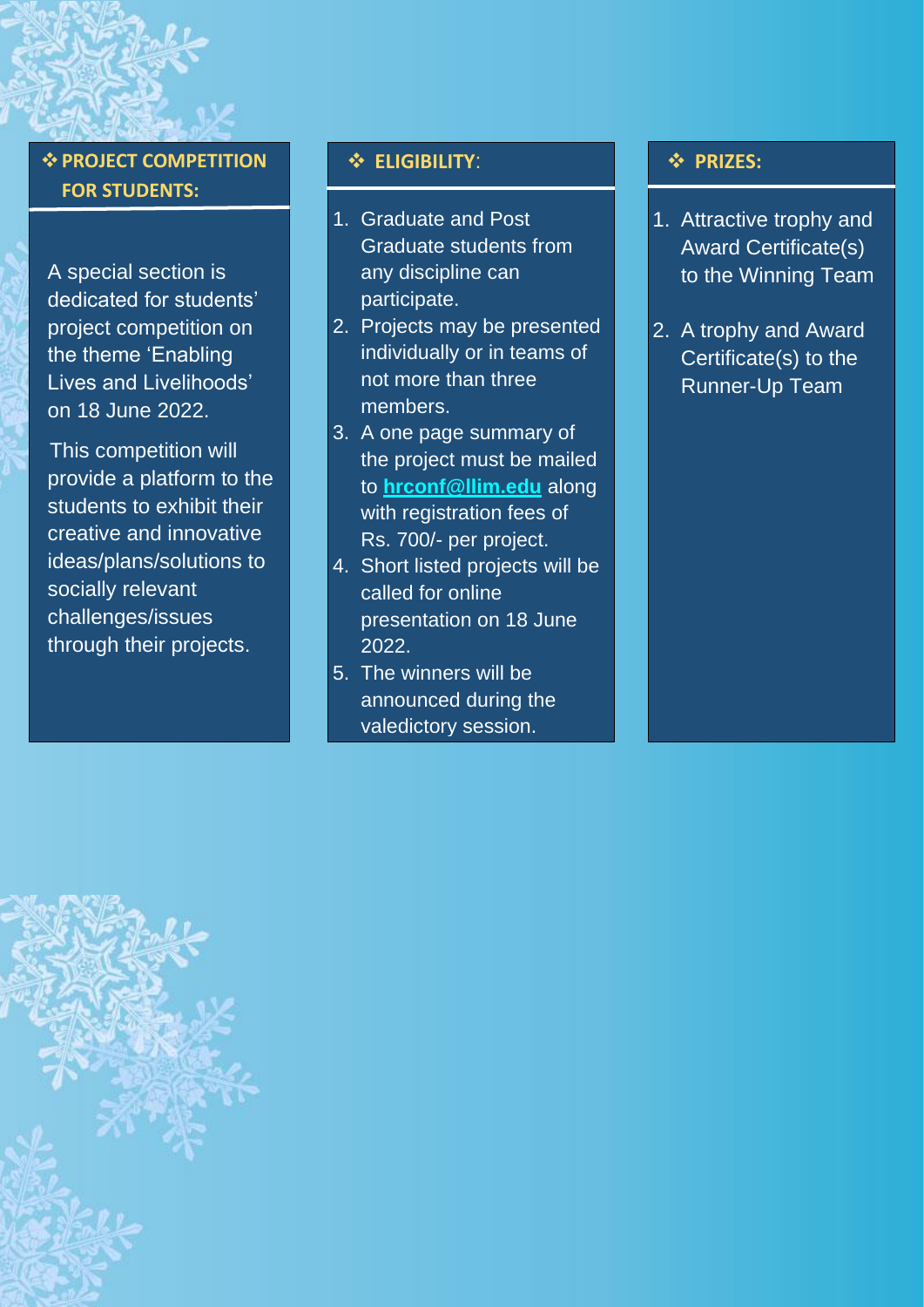## ❖ PROJECT COMPETITION FOR STUDENTS:

A special section is dedicated for students' project competition on the theme 'Enabling Lives and Livelihoods' on 18 June 2022.

This competition will provide a platform to the students to exhibit their creative and innovative ideas/plans/solutions to socially relevant challenges/issues through their projects.

## ❖ ELIGIBILITY:

1. Graduate and Post Graduate students from any discipline can participate.
2. Projects may be presented individually or in teams of not more than three members.
3. A one page summary of the project must be mailed to **hrconf@llim.edu** along with registration fees of Rs. 700/- per project.
4. Short listed projects will be called for online presentation on 18 June 2022.
5. The winners will be announced during the valedictory session.

## ❖ PRIZES:

1. Attractive trophy and Award Certificate(s) to the Winning Team
2. A trophy and Award Certificate(s) to the Runner-Up Team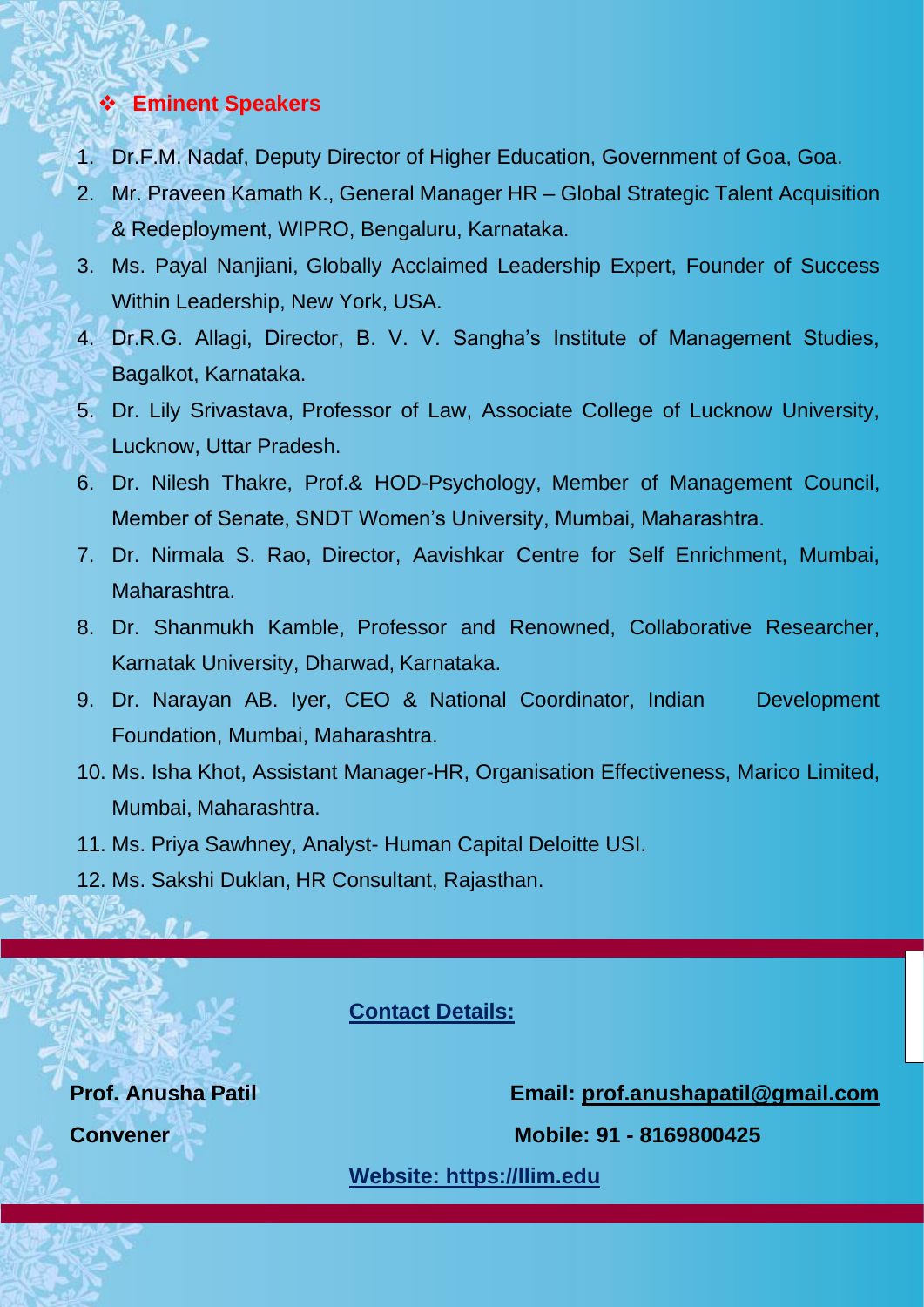## ❖ Eminent Speakers

1. Dr.F.M. Nadaf, Deputy Director of Higher Education, Government of Goa, Goa.
2. Mr. Praveen Kamath K., General Manager HR – Global Strategic Talent Acquisition & Redeployment, WIPRO, Bengaluru, Karnataka.
3. Ms. Payal Nanjiani, Globally Acclaimed Leadership Expert, Founder of Success Within Leadership, New York, USA.
4. Dr.R.G. Allagi, Director, B. V. V. Sangha's Institute of Management Studies, Bagalkot, Karnataka.
5. Dr. Lily Srivastava, Professor of Law, Associate College of Lucknow University, Lucknow, Uttar Pradesh.
6. Dr. Nilesh Thakre, Prof.& HOD-Psychology, Member of Management Council, Member of Senate, SNDT Women's University, Mumbai, Maharashtra.
7. Dr. Nirmala S. Rao, Director, Aavishkar Centre for Self Enrichment, Mumbai, Maharashtra.
8. Dr. Shanmukh Kamble, Professor and Renowned, Collaborative Researcher, Karnatak University, Dharwad, Karnataka.
9. Dr. Narayan AB. Iyer, CEO & National Coordinator, Indian Development Foundation, Mumbai, Maharashtra.
10. Ms. Isha Khot, Assistant Manager-HR, Organisation Effectiveness, Marico Limited, Mumbai, Maharashtra.
11. Ms. Priya Sawhney, Analyst- Human Capital Deloitte USI.
12. Ms. Sakshi Duklan, HR Consultant, Rajasthan.

**Contact Details:**

**Prof. Anusha Patil**
**Convener**

**Email: prof.anushapatil@gmail.com**
**Mobile: 91 - 8169800425**

**Website: https://llim.edu**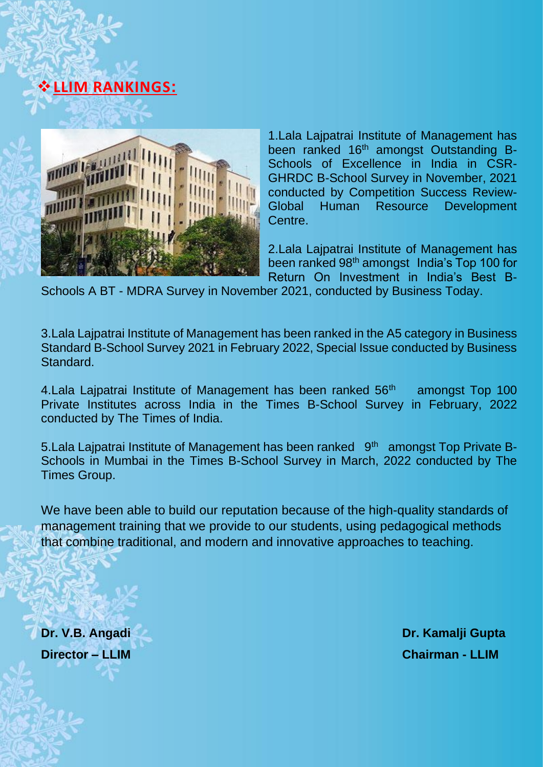## ❖ LLIM RANKINGS:

1.Lala Lajpatrai Institute of Management has been ranked 16th amongst Outstanding B-Schools of Excellence in India in CSR-GHRDC B-School Survey in November, 2021 conducted by Competition Success Review-Global Human Resource Development Centre.

2.Lala Lajpatrai Institute of Management has been ranked 98th amongst India's Top 100 for Return On Investment in India's Best B-Schools A BT - MDRA Survey in November 2021, conducted by Business Today.

3.Lala Lajpatrai Institute of Management has been ranked in the A5 category in Business Standard B-School Survey 2021 in February 2022, Special Issue conducted by Business Standard.

4.Lala Lajpatrai Institute of Management has been ranked 56th amongst Top 100 Private Institutes across India in the Times B-School Survey in February, 2022 conducted by The Times of India.

5.Lala Lajpatrai Institute of Management has been ranked 9th amongst Top Private B-Schools in Mumbai in the Times B-School Survey in March, 2022 conducted by The Times Group.

We have been able to build our reputation because of the high-quality standards of management training that we provide to our students, using pedagogical methods that combine traditional, and modern and innovative approaches to teaching.

**Dr. V.B. Angadi**
**Director – LLIM**

**Dr. Kamalji Gupta**
**Chairman - LLIM**